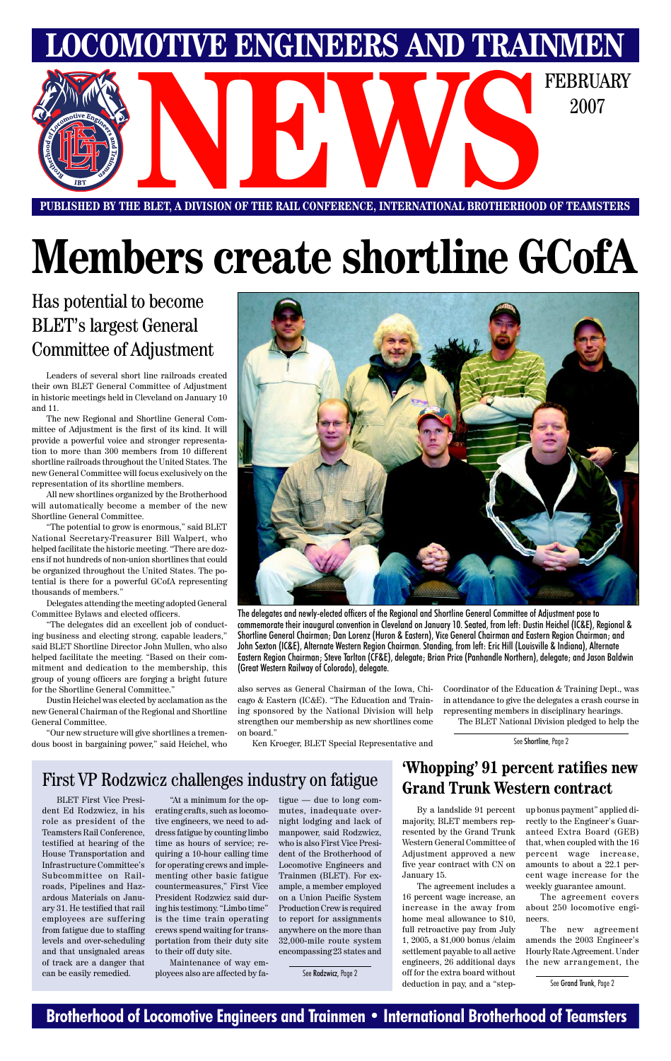# LOCOMOTIVE ENGINEERS AND TRAINMEN NEWS

FEBRUARY 2007

**PUBLISHED BY THE BLET, A DIVISION OF THE RAIL CONFERENCE, INTERNATIONAL BROTHERHOOD OF TEAMSTERS**

# Members create shortline GCofA

## Has potential to become BLET's largest General Committee of Adjustment

Leaders of several short line railroads created their own BLET General Committee of Adjustment in historic meetings held in Cleveland on January 10 and 11.

The new Regional and Shortline General Committee of Adjustment is the first of its kind. It will provide a powerful voice and stronger representation to more than 300 members from 10 different shortline railroads throughout the United States. The new General Committee will focus exclusively on the representation of its shortline members.

All new shortlines organized by the Brotherhood will automatically become a member of the new Shortline General Committee.

"The potential to grow is enormous," said BLET National Secretary-Treasurer Bill Walpert, who helped facilitate the historic meeting. "There are dozens if not hundreds of non-union shortlines that could be organized throughout the United States. The potential is there for a powerful GCofA representing thousands of members."

Delegates attending the meeting adopted General Committee Bylaws and elected officers.

"The delegates did an excellent job of conducting business and electing strong, capable leaders," said BLET Shortline Director John Mullen, who also helped facilitate the meeting. "Based on their commitment and dedication to the membership, this group of young officers are forging a bright future for the Shortline General Committee."

Dustin Heichel was elected by acclamation as the new General Chairman of the Regional and Shortline General Committee.

"Our new structure will give shortlines a tremendous boost in bargaining power," said Heichel, who also serves as General Chairman of the Iowa, Chicago & Eastern (IC&E). "The Education and Training sponsored by the National Division will help strengthen our membership as new shortlines come on board."

Ken Kroeger, BLET Special Representative and Coordinator of the Education & Training Dept., was in attendance to give the delegates a crash course in representing members in disciplinary hearings.

The BLET National Division pledged to help the

See **Shortline**, Page 2

The delegates and newly-elected officers of the Regional and Shortline General Committee of Adjustment pose to commemorate their inaugural convention in Cleveland on January 10. Seated, from left: Dustin Heichel (IC&E), Regional & Shortline General Chairman; Dan Lorenz (Huron & Eastern), Vice General Chairman and Eastern Region Chairman; and John Sexton (IC&E), Alternate Western Region Chairman. Standing, from left: Eric Hill (Louisville & Indiana), Alternate Eastern Region Chairman; Steve Tarlton (CF&E), delegate; Brian Price (Panhandle Northern), delegate; and Jason Baldwin (Great Western Railway of Colorado), delegate.

## First VP Rodzwicz challenges industry on fatigue

BLET First Vice President Ed Rodzwicz, in his role as president of the Teamsters Rail Conference, testified at hearing of the House Transportation and Infrastructure Committee's Subcommittee on Railroads, Pipelines and Hazardous Materials on January 31. He testified that rail employees are suffering from fatigue due to staffing levels and over-scheduling and that unsignaled areas of track are a danger that can be easily remedied.

"At a minimum for the operating crafts, such as locomotive engineers, we need to address fatigue by counting limbo time as hours of service; requiring a 10-hour calling time for operating crews and implementing other basic fatigue countermeasures," First Vice President Rodzwicz said during his testimony. "Limbo time" is the time train operating crews spend waiting for transportation from their duty site to their off duty site.

Maintenance of way employees also are affected by fatigue — due to long commutes, inadequate overnight lodging and lack of manpower, said Rodzwicz, who is also First Vice President of the Brotherhood of Locomotive Engineers and Trainmen (BLET). For example, a member employed on a Union Pacific System Production Crew is required to report for assignments anywhere on the more than 32,000-mile route system encompassing 23 states and

See **Rodzwicz**, Page 2

## 'Whopping' 91 percent ratifies new Grand Trunk Western contract

By a landslide 91 percent majority, BLET members represented by the Grand Trunk Western General Committee of Adjustment approved a new five year contract with CN on January 15.

The agreement includes a 16 percent wage increase, an increase in the away from home meal allowance to $10, full retroactive pay from July 1, 2005, a $1,000 bonus /claim settlement payable to all active engineers, 26 additional days off for the extra board without deduction in pay, and a "step-up bonus payment" applied directly to the Engineer's Guaranteed Extra Board (GEB) that, when coupled with the 16 percent wage increase, amounts to about a 22.1 percent wage increase for the weekly guarantee amount.

The agreement covers about 250 locomotive engineers.

The new agreement amends the 2003 Engineer's Hourly Rate Agreement. Under the new arrangement, the

See **Grand Trunk**, Page 2

**Brotherhood of Locomotive Engineers and Trainmen • International Brotherhood of Teamsters**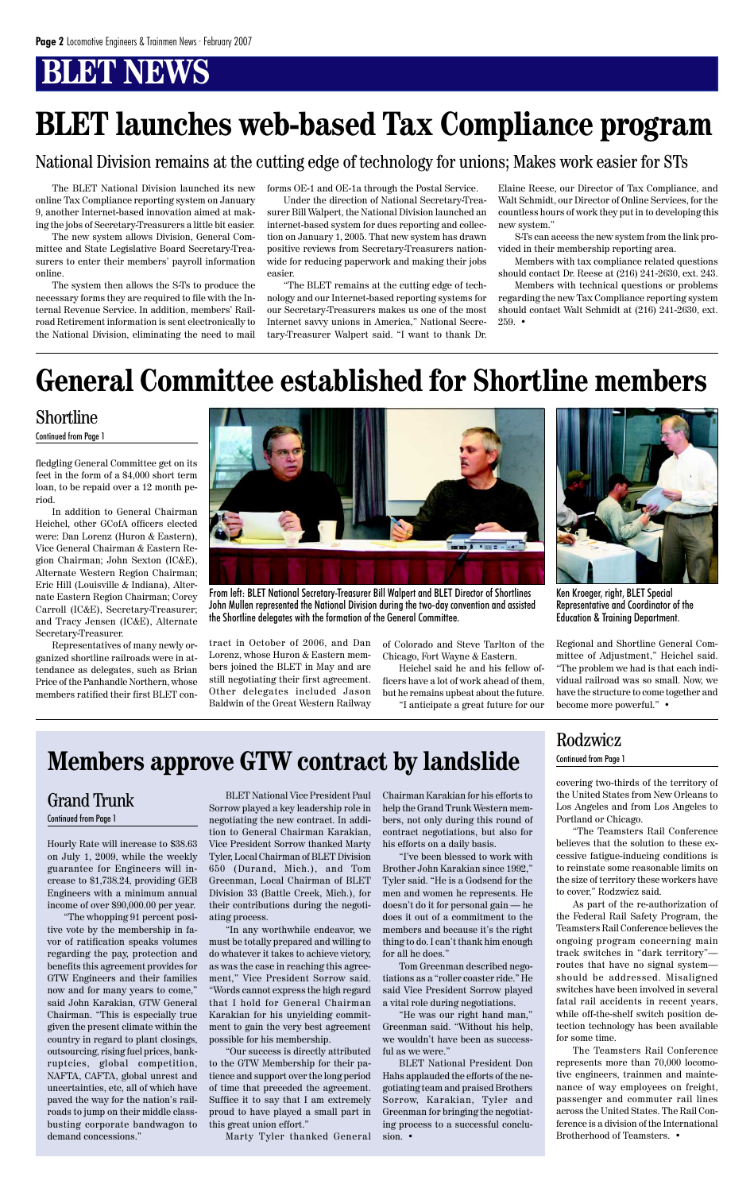# BLET NEWS

# BLET launches web-based Tax Compliance program

## National Division remains at the cutting edge of technology for unions; Makes work easier for STs

The BLET National Division launched its new online Tax Compliance reporting system on January 9, another Internet-based innovation aimed at making the jobs of Secretary-Treasurers a little bit easier.

The new system allows Division, General Committee and State Legislative Board Secretary-Treasurers to enter their members' payroll information online.

The system then allows the S-Ts to produce the necessary forms they are required to file with the Internal Revenue Service. In addition, members' Railroad Retirement information is sent electronically to the National Division, eliminating the need to mail forms OE-1 and OE-1a through the Postal Service.

Under the direction of National Secretary-Treasurer Bill Walpert, the National Division launched an internet-based system for dues reporting and collection on January 1, 2005. That new system has drawn positive reviews from Secretary-Treasurers nationwide for reducing paperwork and making their jobs easier.

"The BLET remains at the cutting edge of technology and our Internet-based reporting systems for our Secretary-Treasurers makes us one of the most Internet savvy unions in America," National Secretary-Treasurer Walpert said. "I want to thank Dr. Elaine Reese, our Director of Tax Compliance, and Walt Schmidt, our Director of Online Services, for the countless hours of work they put in to developing this new system."

S-Ts can access the new system from the link provided in their membership reporting area.

Members with tax compliance related questions should contact Dr. Reese at (216) 241-2630, ext. 243.

Members with technical questions or problems regarding the new Tax Compliance reporting system should contact Walt Schmidt at (216) 241-2630, ext. 259. •

# General Committee established for Shortline members

## Shortline

Continued from Page 1

fledgling General Committee get on its feet in the form of a $4,000 short term loan, to be repaid over a 12 month period.

In addition to General Chairman Heichel, other GCofA officers elected were: Dan Lorenz (Huron & Eastern), Vice General Chairman & Eastern Region Chairman; John Sexton (IC&E), Alternate Western Region Chairman; Eric Hill (Louisville & Indiana), Alternate Eastern Region Chairman; Corey Carroll (IC&E), Secretary-Treasurer; and Tracy Jensen (IC&E), Alternate Secretary-Treasurer.

Representatives of many newly organized shortline railroads were in attendance as delegates, such as Brian Price of the Panhandle Northern, whose members ratified their first BLET contract in October of 2006, and Dan Lorenz, whose Huron & Eastern members joined the BLET in May and are still negotiating their first agreement. Other delegates included Jason Baldwin of the Great Western Railway of Colorado and Steve Tarlton of the Chicago, Fort Wayne & Eastern.

Heichel said he and his fellow officers have a lot of work ahead of them, but he remains upbeat about the future.

"I anticipate a great future for our Regional and Shortline General Committee of Adjustment," Heichel said. "The problem we had is that each individual railroad was so small. Now, we have the structure to come together and become more powerful." •

From left: BLET National Secretary-Treasurer Bill Walpert and BLET Director of Shortlines John Mullen represented the National Division during the two-day convention and assisted the Shortline delegates with the formation of the General Committee.

Ken Kroeger, right, BLET Special Representative and Coordinator of the Education & Training Department.

# Members approve GTW contract by landslide

## Grand Trunk

Continued from Page 1

Hourly Rate will increase to $38.63 on July 1, 2009, while the weekly guarantee for Engineers will increase to $1,738.24, providing GEB Engineers with a minimum annual income of over $90,000.00 per year.

"The whopping 91 percent positive vote by the membership in favor of ratification speaks volumes regarding the pay, protection and benefits this agreement provides for GTW Engineers and their families now and for many years to come," said John Karakian, GTW General Chairman. "This is especially true given the present climate within the country in regard to plant closings, outsourcing, rising fuel prices, bankruptcies, global competition, NAFTA, CAFTA, global unrest and uncertainties, etc, all of which have paved the way for the nation's railroads to jump on their middle class-busting corporate bandwagon to demand concessions."

BLET National Vice President Paul Sorrow played a key leadership role in negotiating the new contract. In addition to General Chairman Karakian, Vice President Sorrow thanked Marty Tyler, Local Chairman of BLET Division 650 (Durand, Mich.), and Tom Greenman, Local Chairman of BLET Division 33 (Battle Creek, Mich.), for their contributions during the negotiating process.

"In any worthwhile endeavor, we must be totally prepared and willing to do whatever it takes to achieve victory, as was the case in reaching this agreement," Vice President Sorrow said. "Words cannot express the high regard that I hold for General Chairman Karakian for his unyielding commitment to gain the very best agreement possible for his membership.

"Our success is directly attributed to the GTW Membership for their patience and support over the long period of time that preceded the agreement. Suffice it to say that I am extremely proud to have played a small part in this great union effort."

Marty Tyler thanked General Chairman Karakian for his efforts to help the Grand Trunk Western members, not only during this round of contract negotiations, but also for his efforts on a daily basis.

"I've been blessed to work with Brother John Karakian since 1992," Tyler said. "He is a Godsend for the men and women he represents. He doesn't do it for personal gain — he does it out of a commitment to the members and because it's the right thing to do. I can't thank him enough for all he does."

Tom Greenman described negotiations as a "roller coaster ride." He said Vice President Sorrow played a vital role during negotiations.

"He was our right hand man," Greenman said. "Without his help, we wouldn't have been as successful as we were."

BLET National President Don Hahs applauded the efforts of the negotiating team and praised Brothers Sorrow, Karakian, Tyler and Greenman for bringing the negotiating process to a successful conclusion. •

## Rodzwicz

Continued from Page 1

covering two-thirds of the territory of the United States from New Orleans to Los Angeles and from Los Angeles to Portland or Chicago.

"The Teamsters Rail Conference believes that the solution to these excessive fatigue-inducing conditions is to reinstate some reasonable limits on the size of territory these workers have to cover," Rodzwicz said.

As part of the re-authorization of the Federal Rail Safety Program, the Teamsters Rail Conference believes the ongoing program concerning main track switches in "dark territory"—routes that have no signal system—should be addressed. Misaligned switches have been involved in several fatal rail accidents in recent years, while off-the-shelf switch position detection technology has been available for some time.

The Teamsters Rail Conference represents more than 70,000 locomotive engineers, trainmen and maintenance of way employees on freight, passenger and commuter rail lines across the United States. The Rail Conference is a division of the International Brotherhood of Teamsters. •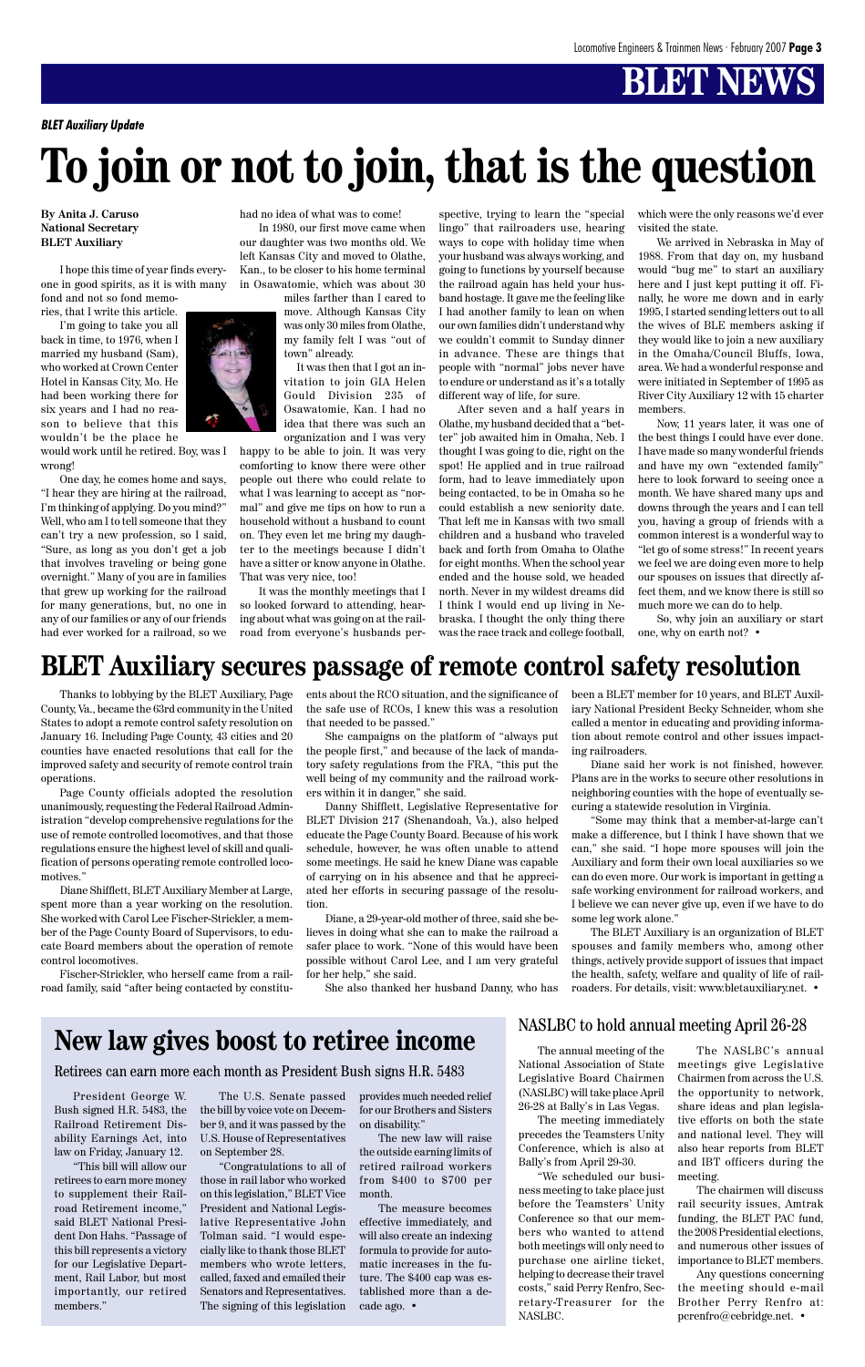# BLET NEWS

*BLET Auxiliary Update*

# To join or not to join, that is the question

**By Anita J. Caruso**
**National Secretary**
**BLET Auxiliary**

I hope this time of year finds everyone in good spirits, as it is with many fond and not so fond memories, that I write this article.

I'm going to take you all back in time, to 1976, when I married my husband (Sam), who worked at Crown Center Hotel in Kansas City, Mo. He had been working there for six years and I had no reason to believe that this wouldn't be the place he would work until he retired. Boy, was I wrong!

One day, he comes home and says, "I hear they are hiring at the railroad, I'm thinking of applying. Do you mind?" Well, who am I to tell someone that they can't try a new profession, so I said, "Sure, as long as you don't get a job that involves traveling or being gone overnight." Many of you are in families that grew up working for the railroad for many generations, but, no one in any of our families or any of our friends had ever worked for a railroad, so we had no idea of what was to come!

In 1980, our first move came when our daughter was two months old. We left Kansas City and moved to Olathe, Kan., to be closer to his home terminal in Osawatomie, which was about 30 miles farther than I cared to move. Although Kansas City was only 30 miles from Olathe, my family felt I was "out of town" already.

It was then that I got an invitation to join GIA Helen Gould Division 235 of Osawatomie, Kan. I had no idea that there was such an organization and I was very happy to be able to join. It was very comforting to know there were other people out there who could relate to what I was learning to accept as "normal" and give me tips on how to run a household without a husband to count on. They even let me bring my daughter to the meetings because I didn't have a sitter or know anyone in Olathe. That was very nice, too!

It was the monthly meetings that I so looked forward to attending, hearing about what was going on at the railroad from everyone's husbands perspective, trying to learn the "special lingo" that railroaders use, hearing ways to cope with holiday time when your husband was always working, and going to functions by yourself because the railroad again has held your husband hostage. It gave me the feeling like I had another family to lean on when our own families didn't understand why we couldn't commit to Sunday dinner in advance. These are things that people with "normal" jobs never have to endure or understand as it's a totally different way of life, for sure.

After seven and a half years in Olathe, my husband decided that a "better" job awaited him in Omaha, Neb. I thought I was going to die, right on the spot! He applied and in true railroad form, had to leave immediately upon being contacted, to be in Omaha so he could establish a new seniority date. That left me in Kansas with two small children and a husband who traveled back and forth from Omaha to Olathe for eight months. When the school year ended and the house sold, we headed north. Never in my wildest dreams did I think I would end up living in Nebraska. I thought the only thing there was the race track and college football, which were the only reasons we'd ever visited the state.

We arrived in Nebraska in May of 1988. From that day on, my husband would "bug me" to start an auxiliary here and I just kept putting it off. Finally, he wore me down and in early 1995, I started sending letters out to all the wives of BLE members asking if they would like to join a new auxiliary in the Omaha/Council Bluffs, Iowa, area. We had a wonderful response and were initiated in September of 1995 as River City Auxiliary 12 with 15 charter members.

Now, 11 years later, it was one of the best things I could have ever done. I have made so many wonderful friends and have my own "extended family" here to look forward to seeing once a month. We have shared many ups and downs through the years and I can tell you, having a group of friends with a common interest is a wonderful way to "let go of some stress!" In recent years we feel we are doing even more to help our spouses on issues that directly affect them, and we know there is still so much more we can do to help.

So, why join an auxiliary or start one, why on earth not? •

# BLET Auxiliary secures passage of remote control safety resolution

Thanks to lobbying by the BLET Auxiliary, Page County, Va., became the 63rd community in the United States to adopt a remote control safety resolution on January 16. Including Page County, 43 cities and 20 counties have enacted resolutions that call for the improved safety and security of remote control train operations.

Page County officials adopted the resolution unanimously, requesting the Federal Railroad Administration "develop comprehensive regulations for the use of remote controlled locomotives, and that those regulations ensure the highest level of skill and qualification of persons operating remote controlled locomotives."

Diane Shifflett, BLET Auxiliary Member at Large, spent more than a year working on the resolution. She worked with Carol Lee Fischer-Strickler, a member of the Page County Board of Supervisors, to educate Board members about the operation of remote control locomotives.

Fischer-Strickler, who herself came from a railroad family, said "after being contacted by constituents about the RCO situation, and the significance of the safe use of RCOs, I knew this was a resolution that needed to be passed."

She campaigns on the platform of "always put the people first," and because of the lack of mandatory safety regulations from the FRA, "this put the well being of my community and the railroad workers within it in danger," she said.

Danny Shifflett, Legislative Representative for BLET Division 217 (Shenandoah, Va.), also helped educate the Page County Board. Because of his work schedule, however, he was often unable to attend some meetings. He said he knew Diane was capable of carrying on in his absence and that he appreciated her efforts in securing passage of the resolution.

Diane, a 29-year-old mother of three, said she believes in doing what she can to make the railroad a safer place to work. "None of this would have been possible without Carol Lee, and I am very grateful for her help," she said.

She also thanked her husband Danny, who has been a BLET member for 10 years, and BLET Auxiliary National President Becky Schneider, whom she called a mentor in educating and providing information about remote control and other issues impacting railroaders.

Diane said her work is not finished, however. Plans are in the works to secure other resolutions in neighboring counties with the hope of eventually securing a statewide resolution in Virginia.

"Some may think that a member-at-large can't make a difference, but I think I have shown that we can," she said. "I hope more spouses will join the Auxiliary and form their own local auxiliaries so we can do even more. Our work is important in getting a safe working environment for railroad workers, and I believe we can never give up, even if we have to do some leg work alone."

The BLET Auxiliary is an organization of BLET spouses and family members who, among other things, actively provide support of issues that impact the health, safety, welfare and quality of life of railroaders. For details, visit: www.bletauxiliary.net. •

# New law gives boost to retiree income

### Retirees can earn more each month as President Bush signs H.R. 5483

President George W. Bush signed H.R. 5483, the Railroad Retirement Disability Earnings Act, into law on Friday, January 12.

"This bill will allow our retirees to earn more money to supplement their Railroad Retirement income," said BLET National President Don Hahs. "Passage of this bill represents a victory for our Legislative Department, Rail Labor, but most importantly, our retired members."

The U.S. Senate passed the bill by voice vote on December 9, and it was passed by the U.S. House of Representatives on September 28.

"Congratulations to all of those in rail labor who worked on this legislation," BLET Vice President and National Legislative Representative John Tolman said. "I would especially like to thank those BLET members who wrote letters, called, faxed and emailed their Senators and Representatives. The signing of this legislation provides much needed relief for our Brothers and Sisters on disability."

The new law will raise the outside earning limits of retired railroad workers from $400 to $700 per month.

The measure becomes effective immediately, and will also create an indexing formula to provide for automatic increases in the future. The $400 cap was established more than a decade ago. •

## NASLBC to hold annual meeting April 26-28

The annual meeting of the National Association of State Legislative Board Chairmen (NASLBC) will take place April 26-28 at Bally's in Las Vegas.

The meeting immediately precedes the Teamsters Unity Conference, which is also at Bally's from April 29-30.

"We scheduled our business meeting to take place just before the Teamsters' Unity Conference so that our members who wanted to attend both meetings will only need to purchase one airline ticket, helping to decrease their travel costs," said Perry Renfro, Secretary-Treasurer for the NASLBC.

The NASLBC's annual meetings give Legislative Chairmen from across the U.S. the opportunity to network, share ideas and plan legislative efforts on both the state and national level. They will also hear reports from BLET and IBT officers during the meeting.

The chairmen will discuss rail security issues, Amtrak funding, the BLET PAC fund, the 2008 Presidential elections, and numerous other issues of importance to BLET members.

Any questions concerning the meeting should e-mail Brother Perry Renfro at: pcrenfro@cebridge.net. •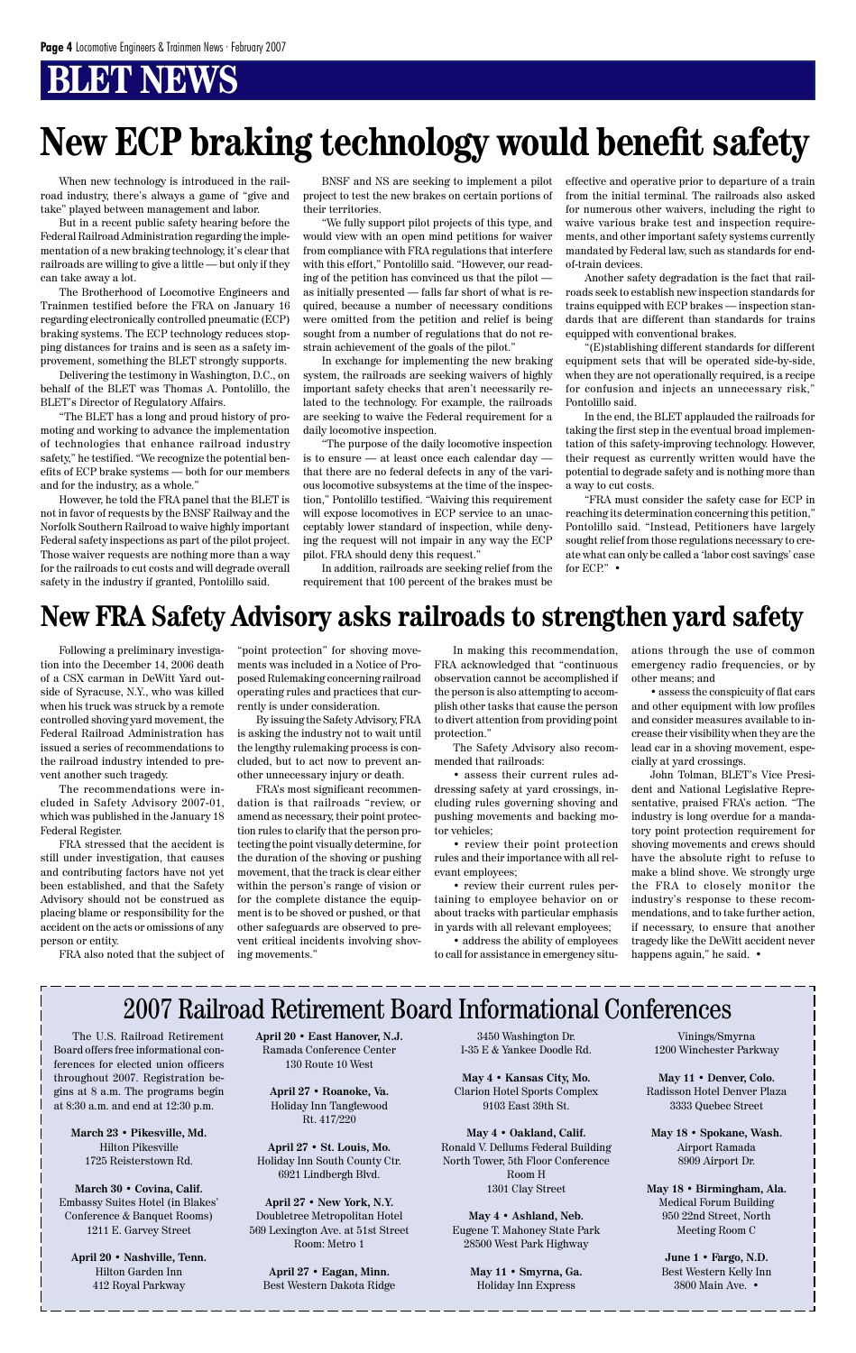# BLET NEWS

# New ECP braking technology would benefit safety

When new technology is introduced in the railroad industry, there's always a game of "give and take" played between management and labor.

But in a recent public safety hearing before the Federal Railroad Administration regarding the implementation of a new braking technology, it's clear that railroads are willing to give a little — but only if they can take away a lot.

The Brotherhood of Locomotive Engineers and Trainmen testified before the FRA on January 16 regarding electronically controlled pneumatic (ECP) braking systems. The ECP technology reduces stopping distances for trains and is seen as a safety improvement, something the BLET strongly supports.

Delivering the testimony in Washington, D.C., on behalf of the BLET was Thomas A. Pontolillo, the BLET's Director of Regulatory Affairs.

"The BLET has a long and proud history of promoting and working to advance the implementation of technologies that enhance railroad industry safety," he testified. "We recognize the potential benefits of ECP brake systems — both for our members and for the industry, as a whole."

However, he told the FRA panel that the BLET is not in favor of requests by the BNSF Railway and the Norfolk Southern Railroad to waive highly important Federal safety inspections as part of the pilot project. Those waiver requests are nothing more than a way for the railroads to cut costs and will degrade overall safety in the industry if granted, Pontolillo said.

BNSF and NS are seeking to implement a pilot project to test the new brakes on certain portions of their territories.

"We fully support pilot projects of this type, and would view with an open mind petitions for waiver from compliance with FRA regulations that interfere with this effort," Pontolillo said. "However, our reading of the petition has convinced us that the pilot — as initially presented — falls far short of what is required, because a number of necessary conditions were omitted from the petition and relief is being sought from a number of regulations that do not restrain achievement of the goals of the pilot."

In exchange for implementing the new braking system, the railroads are seeking waivers of highly important safety checks that aren't necessarily related to the technology. For example, the railroads are seeking to waive the Federal requirement for a daily locomotive inspection.

"The purpose of the daily locomotive inspection is to ensure — at least once each calendar day — that there are no federal defects in any of the various locomotive subsystems at the time of the inspection," Pontolillo testified. "Waiving this requirement will expose locomotives in ECP service to an unacceptably lower standard of inspection, while denying the request will not impair in any way the ECP pilot. FRA should deny this request."

In addition, railroads are seeking relief from the requirement that 100 percent of the brakes must be effective and operative prior to departure of a train from the initial terminal. The railroads also asked for numerous other waivers, including the right to waive various brake test and inspection requirements, and other important safety systems currently mandated by Federal law, such as standards for end-of-train devices.

Another safety degradation is the fact that railroads seek to establish new inspection standards for trains equipped with ECP brakes — inspection standards that are different than standards for trains equipped with conventional brakes.

"(E)stablishing different standards for different equipment sets that will be operated side-by-side, when they are not operationally required, is a recipe for confusion and injects an unnecessary risk," Pontolillo said.

In the end, the BLET applauded the railroads for taking the first step in the eventual broad implementation of this safety-improving technology. However, their request as currently written would have the potential to degrade safety and is nothing more than a way to cut costs.

"FRA must consider the safety case for ECP in reaching its determination concerning this petition," Pontolillo said. "Instead, Petitioners have largely sought relief from those regulations necessary to create what can only be called a 'labor cost savings' case for ECP." •

# New FRA Safety Advisory asks railroads to strengthen yard safety

Following a preliminary investigation into the December 14, 2006 death of a CSX carman in DeWitt Yard outside of Syracuse, N.Y., who was killed when his truck was struck by a remote controlled shoving yard movement, the Federal Railroad Administration has issued a series of recommendations to the railroad industry intended to prevent another such tragedy.

The recommendations were included in Safety Advisory 2007-01, which was published in the January 18 Federal Register.

FRA stressed that the accident is still under investigation, that causes and contributing factors have not yet been established, and that the Safety Advisory should not be construed as placing blame or responsibility for the accident on the acts or omissions of any person or entity.

FRA also noted that the subject of "point protection" for shoving movements was included in a Notice of Proposed Rulemaking concerning railroad operating rules and practices that currently is under consideration.

By issuing the Safety Advisory, FRA is asking the industry not to wait until the lengthy rulemaking process is concluded, but to act now to prevent another unnecessary injury or death.

FRA's most significant recommendation is that railroads "review, or amend as necessary, their point protection rules to clarify that the person protecting the point visually determine, for the duration of the shoving or pushing movement, that the track is clear either within the person's range of vision or for the complete distance the equipment is to be shoved or pushed, or that other safeguards are observed to prevent critical incidents involving shoving movements."

In making this recommendation, FRA acknowledged that "continuous observation cannot be accomplished if the person is also attempting to accomplish other tasks that cause the person to divert attention from providing point protection."

The Safety Advisory also recommended that railroads:

- assess their current rules addressing safety at yard crossings, including rules governing shoving and pushing movements and backing motor vehicles;
- review their point protection rules and their importance with all relevant employees;
- review their current rules pertaining to employee behavior on or about tracks with particular emphasis in yards with all relevant employees;
- address the ability of employees to call for assistance in emergency situations through the use of common emergency radio frequencies, or by other means; and
- assess the conspicuity of flat cars and other equipment with low profiles and consider measures available to increase their visibility when they are the lead car in a shoving movement, especially at yard crossings.

John Tolman, BLET's Vice President and National Legislative Representative, praised FRA's action. "The industry is long overdue for a mandatory point protection requirement for shoving movements and crews should have the absolute right to refuse to make a blind shove. We strongly urge the FRA to closely monitor the industry's response to these recommendations, and to take further action, if necessary, to ensure that another tragedy like the DeWitt accident never happens again," he said. •

## 2007 Railroad Retirement Board Informational Conferences

The U.S. Railroad Retirement Board offers free informational conferences for elected union officers throughout 2007. Registration begins at 8 a.m. The programs begin at 8:30 a.m. and end at 12:30 p.m.

**March 23 • Pikesville, Md.**
Hilton Pikesville
1725 Reisterstown Rd.

**March 30 • Covina, Calif.**
Embassy Suites Hotel (in Blakes' Conference & Banquet Rooms)
1211 E. Garvey Street

**April 20 • Nashville, Tenn.**
Hilton Garden Inn
412 Royal Parkway

**April 20 • East Hanover, N.J.**
Ramada Conference Center
130 Route 10 West

**April 27 • Roanoke, Va.**
Holiday Inn Tanglewood
Rt. 417/220

**April 27 • St. Louis, Mo.**
Holiday Inn South County Ctr.
6921 Lindbergh Blvd.

**April 27 • New York, N.Y.**
Doubletree Metropolitan Hotel
569 Lexington Ave. at 51st Street
Room: Metro 1

**April 27 • Eagan, Minn.**
Best Western Dakota Ridge
3450 Washington Dr.
I-35 E & Yankee Doodle Rd.

**May 4 • Kansas City, Mo.**
Clarion Hotel Sports Complex
9103 East 39th St.

**May 4 • Oakland, Calif.**
Ronald V. Dellums Federal Building
North Tower, 5th Floor Conference Room H
1301 Clay Street

**May 4 • Ashland, Neb.**
Eugene T. Mahoney State Park
28500 West Park Highway

**May 11 • Smyrna, Ga.**
Holiday Inn Express
Vinings/Smyrna
1200 Winchester Parkway

**May 11 • Denver, Colo.**
Radisson Hotel Denver Plaza
3333 Quebec Street

**May 18 • Spokane, Wash.**
Airport Ramada
8909 Airport Dr.

**May 18 • Birmingham, Ala.**
Medical Forum Building
950 22nd Street, North
Meeting Room C

**June 1 • Fargo, N.D.**
Best Western Kelly Inn
3800 Main Ave. •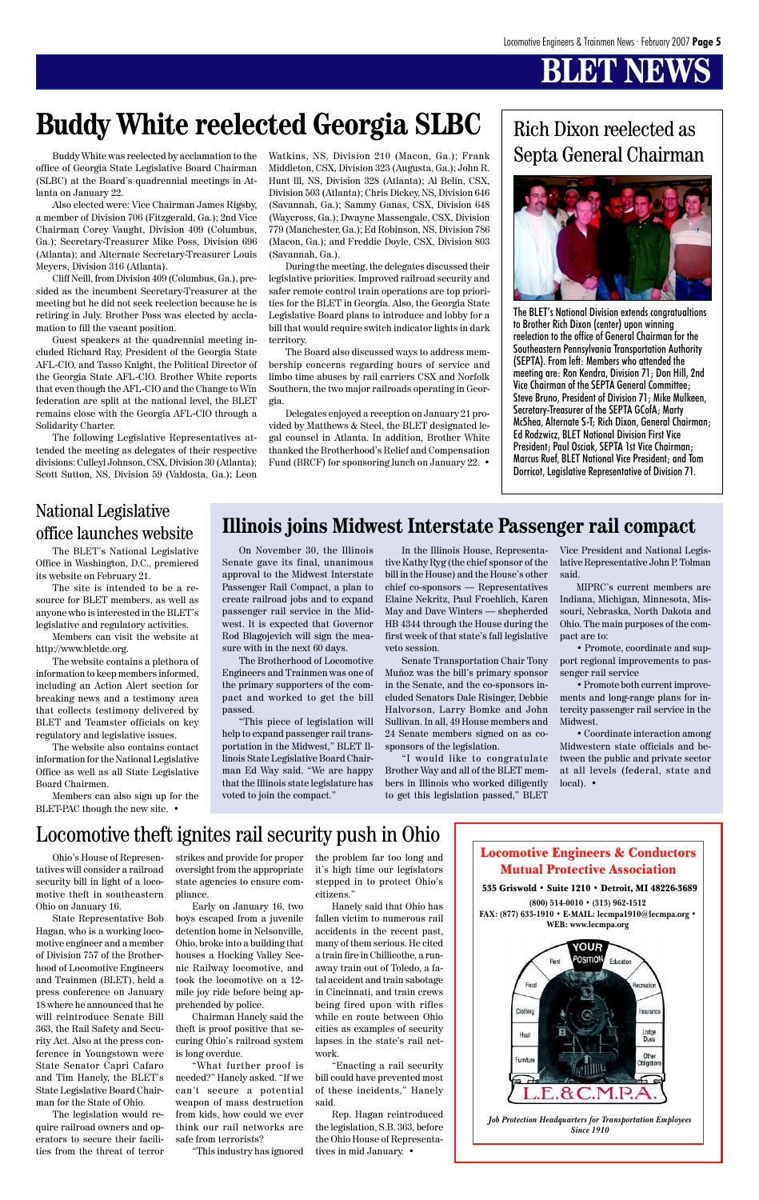# BLET NEWS

## Buddy White reelected Georgia SLBC

Buddy White was reelected by acclamation to the office of Georgia State Legislative Board Chairman (SLBC) at the Board's quadrennial meetings in Atlanta on January 22.

Also elected were: Vice Chairman James Rigsby, a member of Division 706 (Fitzgerald, Ga.); 2nd Vice Chairman Corey Vaught, Division 409 (Columbus, Ga.); Secretary-Treasurer Mike Poss, Division 696 (Atlanta); and Alternate Secretary-Treasurer Louis Meyers, Division 316 (Atlanta).

Cliff Neill, from Division 409 (Columbus, Ga.), presided as the incumbent Secretary-Treasurer at the meeting but he did not seek reelection because he is retiring in July. Brother Poss was elected by acclamation to fill the vacant position.

Guest speakers at the quadrennial meeting included Richard Ray, President of the Georgia State AFL-CIO, and Tasso Knight, the Political Director of the Georgia State AFL-CIO. Brother White reports that even though the AFL-CIO and the Change to Win federation are split at the national level, the BLET remains close with the Georgia AFL-CIO through a Solidarity Charter.

The following Legislative Representatives attended the meeting as delegates of their respective divisions: Culleyl Johnson, CSX, Division 30 (Atlanta); Scott Sutton, NS, Division 59 (Valdosta, Ga.); Leon Watkins, NS, Division 210 (Macon, Ga.); Frank Middleton, CSX, Division 323 (Augusta, Ga.); John R. Hunt III, NS, Division 328 (Atlanta); Al Belin, CSX, Division 503 (Atlanta); Chris Dickey, NS, Division 646 (Savannah, Ga.); Sammy Ganas, CSX, Division 648 (Waycross, Ga.); Dwayne Massengale, CSX, Division 779 (Manchester, Ga.); Ed Robinson, NS, Division 786 (Macon, Ga.); and Freddie Doyle, CSX, Division 803 (Savannah, Ga.).

During the meeting, the delegates discussed their legislative priorities. Improved railroad security and safer remote control train operations are top priorities for the BLET in Georgia. Also, the Georgia State Legislative Board plans to introduce and lobby for a bill that would require switch indicator lights in dark territory.

The Board also discussed ways to address membership concerns regarding hours of service and limbo time abuses by rail carriers CSX and Norfolk Southern, the two major railroads operating in Georgia.

Delegates enjoyed a reception on January 21 provided by Matthews & Steel, the BLET designated legal counsel in Atlanta. Brother White thanked the Brotherhood's Relief and Compensation Fund (BRCF) for sponsoring lunch on January 22. •

## Rich Dixon reelected as Septa General Chairman

The BLET's National Division extends congratualtions to Brother Rich Dixon (center) upon winning reelection to the office of General Chairman for the Southeastern Pennsylvania Transportation Authority (SEPTA). From left: Members who attended the meeting are: Ron Kendra, Division 71; Don Hill, 2nd Vice Chairman of the SEPTA General Committee; Steve Bruno, President of Division 71; Mike Mulkeen, Secretary-Treasurer of the SEPTA GCofA; Marty McShea, Alternate S-T; Rich Dixon, General Chairman; Ed Rodzwicz, BLET National Division First Vice President; Paul Osciak, SEPTA 1st Vice Chairman; Marcus Ruef, BLET National Vice President; and Tom Dorricot, Legislative Representative of Division 71.

## National Legislative office launches website

The BLET's National Legislative Office in Washington, D.C., premiered its website on February 21.

The site is intended to be a resource for BLET members, as well as anyone who is interested in the BLET's legislative and regulatory activities.

Members can visit the website at http://www.bletdc.org.

The website contains a plethora of information to keep members informed, including an Action Alert section for breaking news and a testimony area that collects testimony delivered by BLET and Teamster officials on key regulatory and legislative issues.

The website also contains contact information for the National Legislative Office as well as all State Legislative Board Chairmen.

Members can also sign up for the BLET-PAC though the new site. •

## Illinois joins Midwest Interstate Passenger rail compact

On November 30, the Illinois Senate gave its final, unanimous approval to the Midwest Interstate Passenger Rail Compact, a plan to create railroad jobs and to expand passenger rail service in the Midwest. It is expected that Governor Rod Blagojevich will sign the measure with in the next 60 days.

The Brotherhood of Locomotive Engineers and Trainmen was one of the primary supporters of the compact and worked to get the bill passed.

"This piece of legislation will help to expand passenger rail transportation in the Midwest," BLET Illinois State Legislative Board Chairman Ed Way said. "We are happy that the Illinois state legislature has voted to join the compact."

In the Illinois House, Representative Kathy Ryg (the chief sponsor of the bill in the House) and the House's other chief co-sponsors — Representatives Elaine Nekritz, Paul Froehlich, Karen May and Dave Winters — shepherded HB 4344 through the House during the first week of that state's fall legislative veto session.

Senate Transportation Chair Tony Muñoz was the bill's primary sponsor in the Senate, and the co-sponsors included Senators Dale Risinger, Debbie Halvorson, Larry Bomke and John Sullivan. In all, 49 House members and 24 Senate members signed on as co-sponsors of the legislation.

"I would like to congratulate Brother Way and all of the BLET members in Illinois who worked diligently to get this legislation passed," BLET Vice President and National Legislative Representative John P. Tolman said.

MIPRC's current members are Indiana, Michigan, Minnesota, Missouri, Nebraska, North Dakota and Ohio. The main purposes of the compact are to:

- Promote, coordinate and support regional improvements to passenger rail service
- Promote both current improvements and long-range plans for intercity passenger rail service in the Midwest.
- Coordinate interaction among Midwestern state officials and between the public and private sector at all levels (federal, state and local). •

## Locomotive theft ignites rail security push in Ohio

Ohio's House of Representatives will consider a railroad security bill in light of a locomotive theft in southeastern Ohio on January 16.

State Representative Bob Hagan, who is a working locomotive engineer and a member of Division 757 of the Brotherhood of Locomotive Engineers and Trainmen (BLET), held a press conference on January 18 where he announced that he will reintroduce Senate Bill 363, the Rail Safety and Security Act. Also at the press conference in Youngstown were State Senator Capri Cafaro and Tim Hanely, the BLET's State Legislative Board Chairman for the State of Ohio.

The legislation would require railroad owners and operators to secure their facilities from the threat of terror strikes and provide for proper oversight from the appropriate state agencies to ensure compliance.

Early on January 16, two boys escaped from a juvenile detention home in Nelsonville, Ohio, broke into a building that houses a Hocking Valley Scenic Railway locomotive, and took the locomotive on a 12-mile joy ride before being apprehended by police.

Chairman Hanely said the theft is proof positive that securing Ohio's railroad system is long overdue.

"What further proof is needed?" Hanely asked. "If we can't secure a potential weapon of mass destruction from kids, how could we ever think our rail networks are safe from terrorists?

"This industry has ignored the problem far too long and it's high time our legislators stepped in to protect Ohio's citizens."

Hanely said that Ohio has fallen victim to numerous rail accidents in the recent past, many of them serious. He cited a train fire in Chillicothe, a runaway train out of Toledo, a fatal accident and train sabotage in Cincinnati, and train crews being fired upon with rifles while en route between Ohio cities as examples of security lapses in the state's rail network.

"Enacting a rail security bill could have prevented most of these incidents," Hanely said.

Rep. Hagan reintroduced the legislation, S.B. 363, before the Ohio House of Representatives in mid January. •

**Locomotive Engineers & Conductors Mutual Protective Association**

**535 Griswold • Suite 1210 • Detroit, MI 48226-3689**

**(800) 514-0010 • (313) 962-1512**

**FAX: (877) 633-1910 • E-MAIL: lecmpa1910@lecmpa.org • WEB: www.lecmpa.org**

YOUR POSITION — Rent, Education, Food, Recreation, Clothing, Insurance, Heat, Lodge Dues, Furniture, Other Obligations

L.E.&C.M.P.A.

*Job Protection Headquarters for Transportation Employees Since 1910*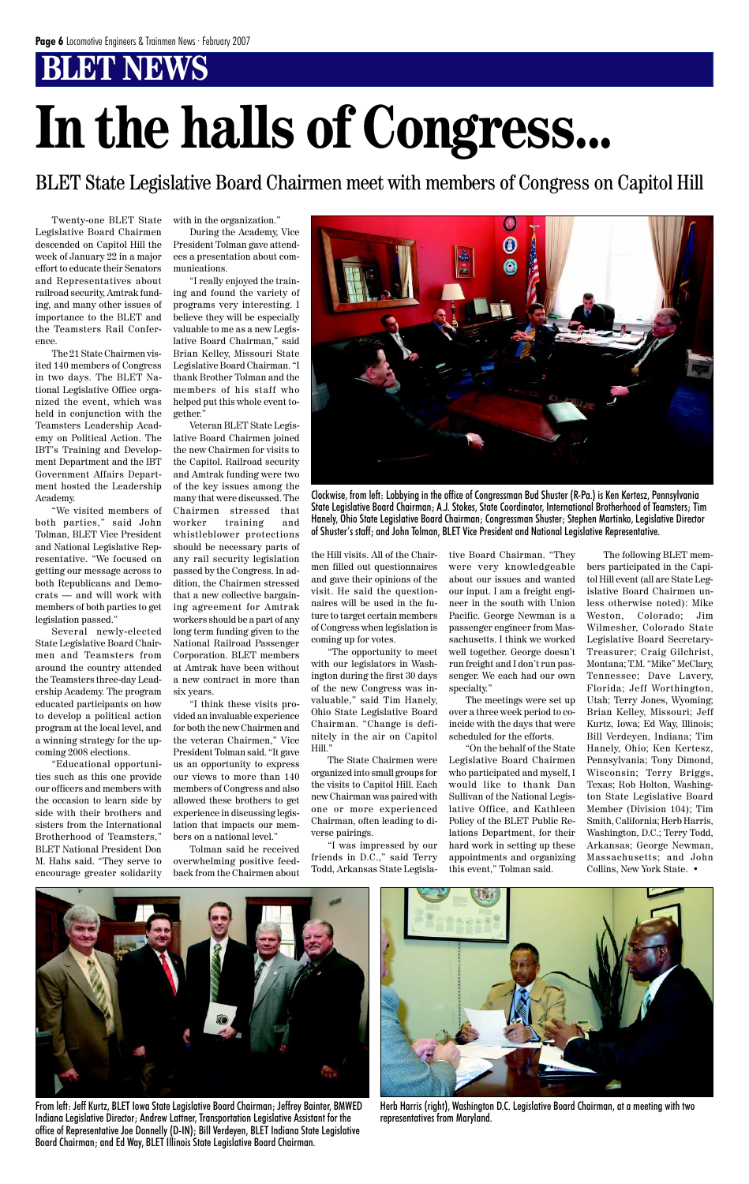# BLET NEWS

# In the halls of Congress...

## BLET State Legislative Board Chairmen meet with members of Congress on Capitol Hill

Twenty-one BLET State Legislative Board Chairmen descended on Capitol Hill the week of January 22 in a major effort to educate their Senators and Representatives about railroad security, Amtrak funding, and many other issues of importance to the BLET and the Teamsters Rail Conference.

The 21 State Chairmen visited 140 members of Congress in two days. The BLET National Legislative Office organized the event, which was held in conjunction with the Teamsters Leadership Academy on Political Action. The IBT's Training and Development Department and the IBT Government Affairs Department hosted the Leadership Academy.

"We visited members of both parties," said John Tolman, BLET Vice President and National Legislative Representative. "We focused on getting our message across to both Republicans and Democrats — and will work with members of both parties to get legislation passed."

Several newly-elected State Legislative Board Chairmen and Teamsters from around the country attended the Teamsters three-day Leadership Academy. The program educated participants on how to develop a political action program at the local level, and a winning strategy for the upcoming 2008 elections.

"Educational opportunities such as this one provide our officers and members with the occasion to learn side by side with their brothers and sisters from the International Brotherhood of Teamsters," BLET National President Don M. Hahs said. "They serve to encourage greater solidarity with in the organization."

During the Academy, Vice President Tolman gave attendees a presentation about communications.

"I really enjoyed the training and found the variety of programs very interesting. I believe they will be especially valuable to me as a new Legislative Board Chairman," said Brian Kelley, Missouri State Legislative Board Chairman. "I thank Brother Tolman and the members of his staff who helped put this whole event together."

Veteran BLET State Legislative Board Chairmen joined the new Chairmen for visits to the Capitol. Railroad security and Amtrak funding were two of the key issues among the many that were discussed. The Chairmen stressed that worker training and whistleblower protections should be necessary parts of any rail security legislation passed by the Congress. In addition, the Chairmen stressed that a new collective bargaining agreement for Amtrak workers should be a part of any long term funding given to the National Railroad Passenger Corporation. BLET members at Amtrak have been without a new contract in more than six years.

"I think these visits provided an invaluable experience for both the new Chairmen and the veteran Chairmen," Vice President Tolman said. "It gave us an opportunity to express our views to more than 140 members of Congress and also allowed these brothers to get experience in discussing legislation that impacts our members on a national level."

Tolman said he received overwhelming positive feedback from the Chairmen about the Hill visits. All of the Chairmen filled out questionnaires and gave their opinions of the visit. He said the questionnaires will be used in the future to target certain members of Congress when legislation is coming up for votes.

"The opportunity to meet with our legislators in Washington during the first 30 days of the new Congress was invaluable," said Tim Hanely, Ohio State Legislative Board Chairman. "Change is definitely in the air on Capitol Hill."

The State Chairmen were organized into small groups for the visits to Capitol Hill. Each new Chairman was paired with one or more experienced Chairman, often leading to diverse pairings.

"I was impressed by our friends in D.C.," said Terry Todd, Arkansas State Legislative Board Chairman. "They were very knowledgeable about our issues and wanted our input. I am a freight engineer in the south with Union Pacific. George Newman is a passenger engineer from Massachusetts. I think we worked well together. George doesn't run freight and I don't run passenger. We each had our own specialty."

The meetings were set up over a three week period to coincide with the days that were scheduled for the efforts.

"On the behalf of the State Legislative Board Chairmen who participated and myself, I would like to thank Dan Sullivan of the National Legislative Office, and Kathleen Policy of the BLET Public Relations Department, for their hard work in setting up these appointments and organizing this event," Tolman said.

The following BLET members participated in the Capitol Hill event (all are State Legislative Board Chairmen unless otherwise noted): Mike Weston, Colorado; Jim Wilmesher, Colorado State Legislative Board Secretary-Treasurer; Craig Gilchrist, Montana; T.M. "Mike" McClary, Tennessee; Dave Lavery, Florida; Jeff Worthington, Utah; Terry Jones, Wyoming; Brian Kelley, Missouri; Jeff Kurtz, Iowa; Ed Way, Illinois; Bill Verdeyen, Indiana; Tim Hanely, Ohio; Ken Kertesz, Pennsylvania; Tony Dimond, Wisconsin; Terry Briggs, Texas; Rob Holton, Washington State Legislative Board Member (Division 104); Tim Smith, California; Herb Harris, Washington, D.C.; Terry Todd, Arkansas; George Newman, Massachusetts; and John Collins, New York State. •

Clockwise, from left: Lobbying in the office of Congressman Bud Shuster (R-Pa.) is Ken Kertesz, Pennsylvania State Legislative Board Chairman; A.J. Stokes, State Coordinator, International Brotherhood of Teamsters; Tim Hanely, Ohio State Legislative Board Chairman; Congressman Shuster; Stephen Martinko, Legislative Director of Shuster's staff; and John Tolman, BLET Vice President and National Legislative Representative.

From left: Jeff Kurtz, BLET Iowa State Legislative Board Chairman; Jeffrey Bainter, BMWED Indiana Legislative Director; Andrew Lattner, Transportation Legislative Assistant for the office of Representative Joe Donnelly (D-IN); Bill Verdeyen, BLET Indiana State Legislative Board Chairman; and Ed Way, BLET Illinois State Legislative Board Chairman.

Herb Harris (right), Washington D.C. Legislative Board Chairman, at a meeting with two representatives from Maryland.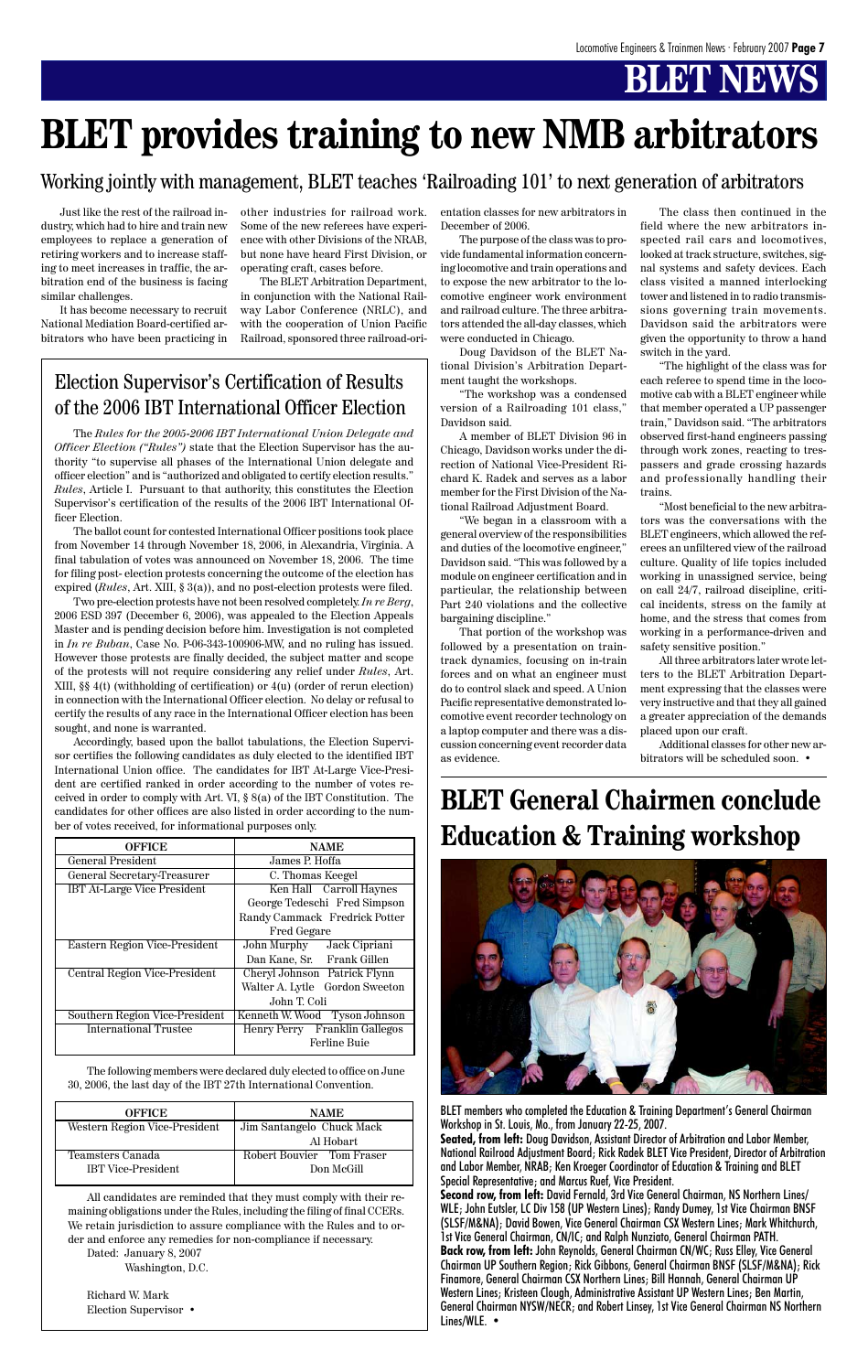# BLET NEWS

# BLET provides training to new NMB arbitrators

## Working jointly with management, BLET teaches 'Railroading 101' to next generation of arbitrators

Just like the rest of the railroad industry, which had to hire and train new employees to replace a generation of retiring workers and to increase staffing to meet increases in traffic, the arbitration end of the business is facing similar challenges.

It has become necessary to recruit National Mediation Board-certified arbitrators who have been practicing in other industries for railroad work. Some of the new referees have experience with other Divisions of the NRAB, but none have heard First Division, or operating craft, cases before.

The BLET Arbitration Department, in conjunction with the National Railway Labor Conference (NRLC), and with the cooperation of Union Pacific Railroad, sponsored three railroad-orientation classes for new arbitrators in December of 2006.

The purpose of the class was to provide fundamental information concerning locomotive and train operations and to expose the new arbitrator to the locomotive engineer work environment and railroad culture. The three arbitrators attended the all-day classes, which were conducted in Chicago.

Doug Davidson of the BLET National Division's Arbitration Department taught the workshops.

"The workshop was a condensed version of a Railroading 101 class," Davidson said.

A member of BLET Division 96 in Chicago, Davidson works under the direction of National Vice-President Richard K. Radek and serves as a labor member for the First Division of the National Railroad Adjustment Board.

"We began in a classroom with a general overview of the responsibilities and duties of the locomotive engineer," Davidson said. "This was followed by a module on engineer certification and in particular, the relationship between Part 240 violations and the collective bargaining discipline."

That portion of the workshop was followed by a presentation on in-train track dynamics, focusing on in-train forces and on what an engineer must do to control slack and speed. A Union Pacific representative demonstrated locomotive event recorder technology on a laptop computer and there was a discussion concerning event recorder data as evidence.

The class then continued in the field where the new arbitrators inspected rail cars and locomotives, looked at track structure, switches, signal systems and safety devices. Each class visited a manned interlocking tower and listened in to radio transmissions governing train movements. Davidson said the arbitrators were given the opportunity to throw a hand switch in the yard.

"The highlight of the class was for each referee to spend time in the locomotive cab with a BLET engineer while that member operated a UP passenger train," Davidson said. "The arbitrators observed first-hand engineers passing through work zones, reacting to trespassers and grade crossing hazards and professionally handling their trains.

"Most beneficial to the new arbitrators was the conversations with the BLET engineers, which allowed the referees an unfiltered view of the railroad culture. Quality of life topics included working in unassigned service, being on call 24/7, railroad discipline, critical incidents, stress on the family at home, and the stress that comes from working in a performance-driven and safety sensitive position."

All three arbitrators later wrote letters to the BLET Arbitration Department expressing that the classes were very instructive and that they all gained a greater appreciation of the demands placed upon our craft.

Additional classes for other new arbitrators will be scheduled soon. •

## Election Supervisor's Certification of Results of the 2006 IBT International Officer Election

The *Rules for the 2005-2006 IBT International Union Delegate and Officer Election ("Rules")* state that the Election Supervisor has the authority "to supervise all phases of the International Union delegate and officer election" and is "authorized and obligated to certify election results." *Rules*, Article I. Pursuant to that authority, this constitutes the Election Supervisor's certification of the results of the 2006 IBT International Officer Election.

The ballot count for contested International Officer positions took place from November 14 through November 18, 2006, in Alexandria, Virginia. A final tabulation of votes was announced on November 18, 2006. The time for filing post- election protests concerning the outcome of the election has expired (*Rules*, Art. XIII, § 3(a)), and no post-election protests were filed.

Two pre-election protests have not been resolved completely. *In re Berg*, 2006 ESD 397 (December 6, 2006), was appealed to the Election Appeals Master and is pending decision before him. Investigation is not completed in *In re Buban*, Case No. P-06-343-100906-MW, and no ruling has issued. However those protests are finally decided, the subject matter and scope of the protests will not require considering any relief under *Rules*, Art. XIII, §§ 4(t) (withholding of certification) or 4(u) (order of rerun election) in connection with the International Officer election. No delay or refusal to certify the results of any race in the International Officer election has been sought, and none is warranted.

Accordingly, based upon the ballot tabulations, the Election Supervisor certifies the following candidates as duly elected to the identified IBT International Union office. The candidates for IBT At-Large Vice-President are certified ranked in order according to the number of votes received in order to comply with Art. VI, § 8(a) of the IBT Constitution. The candidates for other offices are also listed in order according to the number of votes received, for informational purposes only.

| OFFICE | NAME |
|---|---|
| General President | James P. Hoffa |
| General Secretary-Treasurer | C. Thomas Keegel |
| IBT At-Large Vice President | Ken Hall Carroll Haynes<br>George Tedeschi Fred Simpson<br>Randy Cammack Fredrick Potter<br>Fred Gegare |
| Eastern Region Vice-President | John Murphy Jack Cipriani<br>Dan Kane, Sr. Frank Gillen |
| Central Region Vice-President | Cheryl Johnson Patrick Flynn<br>Walter A. Lytle Gordon Sweeton<br>John T. Coli |
| Southern Region Vice-President | Kenneth W. Wood Tyson Johnson |
| International Trustee | Henry Perry Franklin Gallegos<br>Ferline Buie |

The following members were declared duly elected to office on June 30, 2006, the last day of the IBT 27th International Convention.

| OFFICE | NAME |
|---|---|
| Western Region Vice-President | Jim Santangelo Chuck Mack<br>Al Hobart |
| Teamsters Canada<br>IBT Vice-President | Robert Bouvier Tom Fraser<br>Don McGill |

All candidates are reminded that they must comply with their remaining obligations under the Rules, including the filing of final CCERs. We retain jurisdiction to assure compliance with the Rules and to order and enforce any remedies for non-compliance if necessary.

Dated: January 8, 2007
Washington, D.C.

Richard W. Mark
Election Supervisor •

## BLET General Chairmen conclude Education & Training workshop

BLET members who completed the Education & Training Department's General Chairman Workshop in St. Louis, Mo., from January 22-25, 2007.

**Seated, from left:** Doug Davidson, Assistant Director of Arbitration and Labor Member, National Railroad Adjustment Board; Rick Radek BLET Vice President, Director of Arbitration and Labor Member, NRAB; Ken Kroeger Coordinator of Education & Training and BLET Special Representative; and Marcus Ruef, Vice President.

**Second row, from left:** David Fernald, 3rd Vice General Chairman, NS Northern Lines/WLE; John Eutsler, LC Div 158 (UP Western Lines); Randy Dumey, 1st Vice Chairman BNSF (SLSF/M&NA); David Bowen, Vice General Chairman CSX Western Lines; Mark Whitchurch, 1st Vice General Chairman, CN/IC; and Ralph Nunziato, General Chairman PATH.

**Back row, from left:** John Reynolds, General Chairman CN/WC; Russ Elley, Vice General Chairman UP Southern Region; Rick Gibbons, General Chairman BNSF (SLSF/M&NA); Rick Finamore, General Chairman CSX Northern Lines; Bill Hannah, General Chairman UP Western Lines; Kristeen Clough, Administrative Assistant UP Western Lines; Ben Martin, General Chairman NYSW/NECR; and Robert Linsey, 1st Vice General Chairman NS Northern Lines/WLE. •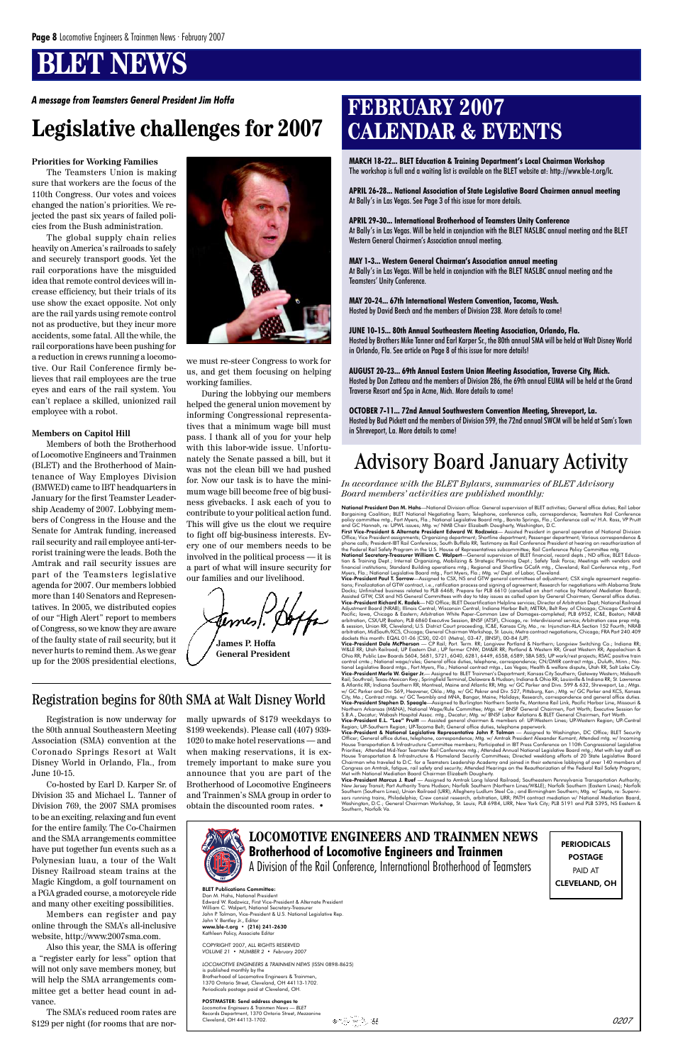# BLET NEWS

*A message from Teamsters General President Jim Hoffa*

## Legislative challenges for 2007

### Priorities for Working Families

The Teamsters Union is making sure that workers are the focus of the 110th Congress. Our votes and voices changed the nation's priorities. We rejected the past six years of failed policies from the Bush administration.

The global supply chain relies heavily on America's railroads to safely and securely transport goods. Yet the rail corporations have the misguided idea that remote control devices will increase efficiency, but their trials of its use show the exact opposite. Not only are the rail yards using remote control not as productive, but they incur more accidents, some fatal. All the while, the rail corporations have been pushing for a reduction in crews running a locomotive. Our Rail Conference firmly believes that rail employees are the true eyes and ears of the rail system. You can't replace a skilled, unionized rail employee with a robot.

### Members on Capitol Hill

Members of both the Brotherhood of Locomotive Engineers and Trainmen (BLET) and the Brotherhood of Maintenance of Way Employes Division (BMWED) came to IBT headquarters in January for the first Teamster Leadership Academy of 2007. Lobbying members of Congress in the House and the Senate for Amtrak funding, increased rail security and rail employee anti-terrorist training were the leads. Both the Amtrak and rail security issues are part of the Teamsters legislative agenda for 2007. Our members lobbied more than 140 Senators and Representatives. In 2005, we distributed copies of our "High Alert" report to members of Congress, so we know they are aware of the faulty state of rail security, but it never hurts to remind them. As we gear up for the 2008 presidential elections, we must re-steer Congress to work for us, and get them focusing on helping working families.

During the lobbying our members helped the general union movement by informing Congressional representatives that a minimum wage bill must pass. I thank all of you for your help with this labor-wide issue. Unfortunately the Senate passed a bill, but it was not the clean bill we had pushed for. Now our task is to have the minimum wage bill become free of big business givebacks. I ask each of you to contribute to your political action fund. This will give us the clout we require to fight off big-business interests. Every one of our members needs to be involved in the political process — it is a part of what will insure security for our families and our livelihood.

**James P. Hoffa**
**General President**

# FEBRUARY 2007 CALENDAR & EVENTS

**MARCH 18-22... BLET Education & Training Department's Local Chairman Workshop**
The workshop is full and a waiting list is available on the BLET website at: http://www.ble-t.org/lc.

**APRIL 26-28... National Association of State Legislative Board Chairmen annual meeting**
At Bally's in Las Vegas. See Page 3 of this issue for more details.

**APRIL 29-30... International Brotherhood of Teamsters Unity Conference**
At Bally's in Las Vegas. Will be held in conjunction with the BLET NASLBC annual meeting and the BLET Western General Chairmen's Association annual meeting.

**MAY 1-3... Western General Chairman's Association annual meeting**
At Bally's in Las Vegas. Will be held in conjunction with the BLET NASLBC annual meeting and the Teamsters' Unity Conference.

**MAY 20-24... 67th International Western Convention, Tacoma, Wash.**
Hosted by David Beech and the members of Division 238. More details to come!

**JUNE 10-15... 80th Annual Southeastern Meeting Association, Orlando, Fla.**
Hosted by Brothers Mike Tanner and Earl Karper Sr., the 80th annual SMA will be held at Walt Disney World in Orlando, Fla. See article on Page 8 of this issue for more details!

**AUGUST 20-23... 69th Annual Eastern Union Meeting Association, Traverse City, Mich.**
Hosted by Don Zatteau and the members of Division 286, the 69th annual EUMA will be held at the Grand Traverse Resort and Spa in Acme, Mich. More details to come!

**OCTOBER 7-11... 72nd Annual Southwestern Convention Meeting, Shreveport, La.**
Hosted by Bud Pickett and the members of Division 599, the 72nd annual SWCM will be held at Sam's Town in Shreveport, La. More details to come!

# Advisory Board January Activity

*In accordance with the BLET Bylaws, summaries of BLET Advisory Board members' activities are published monthly:*

**National President Don M. Hahs**—National Division office: General supervision of BLET activities; General office duties, Rail Labor Bargaining Coalition; BLET National Negotiating Team; Telephone, conference calls, correspondence; Teamsters Rail Conference policy committee mtg., Fort Myers, Fla.; National Legislative Board mtg., Bonita Springs, Fla.; Conference call w/ H.A. Ross, VP Pruitt and GC Hannah, re: UPWL issues; Mtg. w/ NMB Chair Elizabeth Dougherty, Washington, D.C.

**First Vice-President & Alternate President Edward W. Rodzwicz**— Assisted President in general operation of National Division Office; Vice President assignments; Organizing department; Shortline department; Passenger department; Various correspondence & phone calls; President-IBT Rail Conference; South Buffalo RR; Testimony as Rail Conference President at hearing on reauthorization of the Federal Rail Safety Program in the U.S. House of Representatives subcommittee; Rail Conference Policy Committee mtg.

**National Secretary-Treasurer William C. Walpert**—General supervision of BLET financial, record depts.; ND office; BLET Education & Training Dept.; Internal Organizing, Mobilizing & Strategic Planning Dept.; Safety Task Force; Meetings with vendors and financial institutions; Standard Building operations mtg.; Regional and Shortline GCofA mtg., Cleveland; Rail Conference mtg., Fort Myers, Fla.; National Legislative Board mtg., Fort Myers, Fla.; Mtg. w/ Dept. of Labor, Cleveland.

**Vice-President Paul T. Sorrow**—Assigned to CSX, NS and GTW general committees of adjustment; CSX single agreement negotiations; Finalization of GTW contract, i.e., ratification process and signing of agreement; Research for negotiations with Alabama State Docks; Unfinished business related to PLB 6468; Prepare for PLB 6610 (cancelled on short notice by National Mediation Board); Assisted GTW, CSX and NS General Committees with day to tday issues as called upon by General Chairmen; General office duties.

**Vice-President Richard K. Radek**— ND Office; BLET Decertification Helpline services; Director of Arbitration Dept; National Railroad Adjustment Board (NRAB); Illinois Central; Wisconsin Central; Indiana Harbor Belt; METRA; Belt Rwy. of Chicago; Chicago Central & Pacific; Iowa, Chicago & Eastern; Arbitration White Paper-Common Law of Damages-completed; PLB 6952, IC&E, Boston; NRAB arbitration, CSX/UP, Boston; PLB 6860 Executive Session, BNSF (ATSF), Chicago, re: Interdivisional service; Arbitration case prep mtg. & session, Union RR, Cleveland; U.S. District Court proceeding, IC&E, Kansas City, Mo., re: Injunction-RLA Section 152 Fourth; NRAB arbitration, MidSouth/KCS, Chicago; General Chairman Workshop, St. Louis; Metra contract negotiations, Chicago; FRA Part 240.409 dockets this month: EQAL 01-06 (CSX), 02-01 (Metra), 03-47, (BNSF), 00-84 (UP).

**Vice-President Dale McPherson** — CP Rail; Port. Term. RR; Longview Portland & Northern; Longview Switching Co.; Indiana RR; W&LE RR; Utah Railroad; UP Eastern Dist.; UP former CNW; DM&IR RR; Portland & Western RR; Great Western RR; Appalachian & Ohio RR; Public Law Boards 5604, 5681, 5721, 6040, 6281, 6449, 6558, 6589; SBA 585; UP work/rest projects; RSAC positive train control cmte.; National wage/rules; General office duties, telephone, correspondence; CN/DMIR contract mtgs., Duluth, Minn.; National Legislative Board mtgs., Fort Myers, Fla.; National contract mtgs., Las Vegas; Health & welfare dispute, Utah RR, Salt Lake City.

**Vice-President Merle W. Geiger Jr.**— Assigned to: BLET Trainmen's Department; Kansas City Southern; Gateway Western; Midsouth Rail; Southrail; Texas-Mexican Rwy.; Springfield Terminal, Delaware & Hudson; Indiana & Ohio RR; Louisville & Indiana RR; St. Lawrence & Atlantic RR; Indiana Southern RR; Montreal, Maine and Atlantic RR; Mtg. w/ GC Parker and Divs. 599 & 632, Shreveport, La.; Mtgs. w/ GC Parker and Div. 569, Heavener, Okla.; Mtg. w/ GC Pakrer and Div. 527, Pittsburg, Kan.; Mtg. w/ GC Parker and KCS, Kansas City, Mo.; Contract mtgs. w/ GC Twombly and MNA, Bangor, Maine; Holidays; Research, correspondence and general office duties.

**Vice-President Stephen D. Speagle**—Assigned to Burlington Northern Santa Fe, Montana Rail Link, Pacific Harbor Line, Missouri & Northern Arkansas (M&NA), National Wage/Rule Committee; Mtgs. w/ BNSF General Chairmen, Fort Worth; Executive Session for S.B.A., Decatur; Wabash Hospital Assoc. mtg., Decatur; Mtg. w/ BNSF Labor Relations & BLET General Chairmen, Fort Worth.

**Vice-President E.L. "Lee" Pruitt** — Assisted general chairmen & members of: UP-Western Lines; UP-Western Region; UP-Central Region; UP-Southern Region; UP-Tacoma Belt; General office duties, telephone paperwork.

**Vice-President & National Legislative Representative John P. Tolman** — Assigned to Washington, DC Office; BLET Security Officer; General office duties, telephone, correspondence; Mtg. w/ Amtrak President Alexander Kumant; Attended mtg. w/ Incoming House Transportation & Infrastructure Committee members; Participated in IBT Press Conference on 110th Congressional Legislative Priorities; Attended Mid-Year Teamster Rail Conference mtg.; Attended Annual National Legislative Board mtg.; Met with key staff on House Transportation & Infrastructure & Homeland Security Committees; Directed weeklong efforts of 20 State Legislative Board Chairman who traveled to D.C. for a Teamsters Leadership Academy and joined in their extensive lobbying of over 140 members of Congress on Amtrak, fatigue, rail safety and security; Attended Hearings on the Reauthorization of the Federal Rail Safety Program; Met with National Mediation Board Chairman Elizabeth Dougherty.

**Vice-President Marcus J. Ruef** — Assigned to Amtrak Long Island Railroad; Southeastern Pennsylvania Transportation Authority; New Jersey Transit; Port Authority Trans Hudson; Norfolk Southern (Northern Lines/W&LE); Norfolk Southern (Eastern Lines); Norfolk Southern (Southern Lines); Union Railroad (URR); Allegheny Ludlum Steel Co.; and Birmingham Southern; Mtg. w/ Septa, re: Supervisors running trains, Philadelphia; Crew consist research, arbitration, URR; PATH contract mediation w/ National Mediation Board, Washington, D.C.; General Chairman Workshop, St. Louis; PLB 6984, URR, New York City; PLB 5191 and PLB 5395, NS Eastern & Southern, Norfolk Va.

## Registration begins for 80th SMA at Walt Disney World

Registration is now underway for the 80th annual Southeastern Meeting Association (SMA) convention at the Coronado Springs Resort at Walt Disney World in Orlando, Fla., from June 10-15.

Co-hosted by Earl D. Karper Sr. of Division 35 and Michael L. Tanner of Division 769, the 2007 SMA promises to be an exciting, relaxing and fun event for the entire family. The Co-Chairmen and the SMA arrangements committee have put together fun events such as a Polynesian luau, a tour of the Walt Disney Railroad steam trains at the Magic Kingdom, a golf tournament on a PGA graded course, a motorcycle ride and many other exciting possibilities.

Members can register and pay online through the SMA's all-inclusive website, http://www.2007sma.com.

Also this year, the SMA is offering a "register early for less" option that will not only save members money, but will help the SMA arrangements committee get a better head count in advance.

The SMA's reduced room rates are $129 per night (for rooms that are normally upwards of $179 weekdays to $199 weekends). Please call (407) 939-1020 to make hotel reservations — and when making reservations, it is extremely important to make sure you announce that you are part of the Brotherhood of Locomotive Engineers and Trainmen's SMA group in order to obtain the discounted room rates. •

---

**LOCOMOTIVE ENGINEERS AND TRAINMEN NEWS**
**Brotherhood of Locomotive Engineers and Trainmen**
A Division of the Rail Conference, International Brotherhood of Teamsters

PERIODICALS POSTAGE PAID AT CLEVELAND, OH

**BLET Publications Committee:**
Don M. Hahs, National President
Edward W. Rodzwicz, First Vice-President & Alternate President
William C. Walpert, National Secretary-Treasurer
John P. Tolman, Vice-President & U.S. National Legislative Rep.
John V. Bentley Jr., Editor
**www.ble-t.org • (216) 241-2630**
Kathleen Policy, Associate Editor

COPYRIGHT 2007, ALL RIGHTS RESERVED
*VOLUME 21 • NUMBER 2 • February 2007*

*LOCOMOTIVE ENGINEERS & TRAINMEN NEWS* (ISSN 0898-8625) is published monthly by the Brotherhood of Locomotive Engineers & Trainmen, 1370 Ontario Street, Cleveland, OH 44113-1702. Periodicals postage paid at Cleveland, OH.

**POSTMASTER: Send address changes to** *Locomotive Engineers & Trainmen News* — BLET Records Department, 1370 Ontario Street, Mezzanine Cleveland, OH 44113-1702.

0207